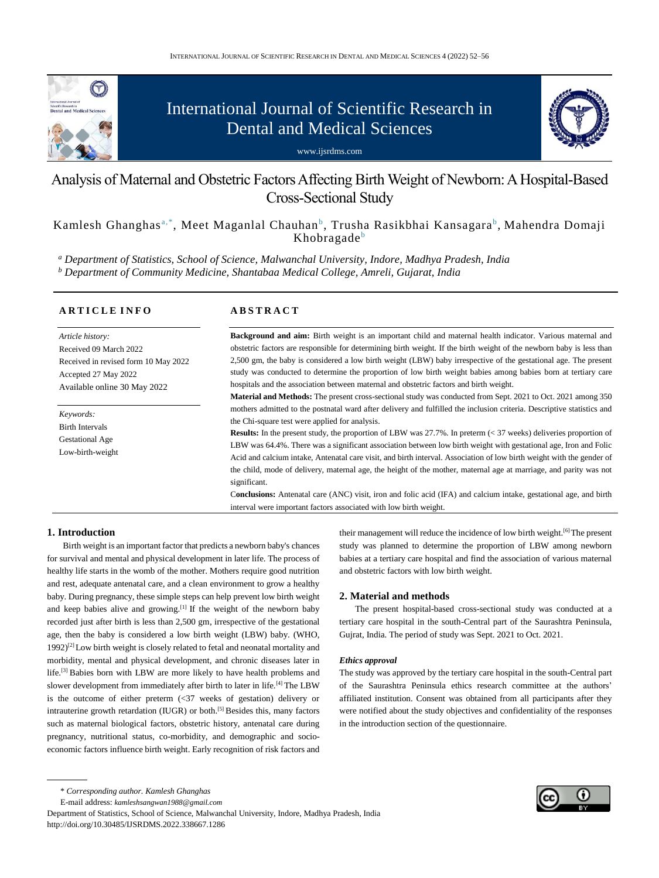# Analysis of Maternal and Obstetric Factors Affecting Birth Weight of Newborn: A Hospital-Based Cross-Sectional Study

Kamlesh Ghanghas[a,*], Meet Maganlal Chauhan[b], Trusha Rasikbhai Kansagara[b], Mahendra Domaji Khobragade[b]

[a] *Department of Statistics, School of Science, Malwanchal University, Indore, Madhya Pradesh, India*
[b] *Department of Community Medicine, Shantabaa Medical College, Amreli, Gujarat, India*

## ARTICLE INFO

*Article history:*
Received 09 March 2022
Received in revised form 10 May 2022
Accepted 27 May 2022
Available online 30 May 2022

*Keywords:*
Birth Intervals
Gestational Age
Low-birth-weight

## ABSTRACT

**Background and aim:** Birth weight is an important child and maternal health indicator. Various maternal and obstetric factors are responsible for determining birth weight. If the birth weight of the newborn baby is less than 2,500 gm, the baby is considered a low birth weight (LBW) baby irrespective of the gestational age. The present study was conducted to determine the proportion of low birth weight babies among babies born at tertiary care hospitals and the association between maternal and obstetric factors and birth weight.

**Material and Methods:** The present cross-sectional study was conducted from Sept. 2021 to Oct. 2021 among 350 mothers admitted to the postnatal ward after delivery and fulfilled the inclusion criteria. Descriptive statistics and the Chi-square test were applied for analysis.

**Results:** In the present study, the proportion of LBW was 27.7%. In preterm (< 37 weeks) deliveries proportion of LBW was 64.4%. There was a significant association between low birth weight with gestational age, Iron and Folic Acid and calcium intake, Antenatal care visit, and birth interval. Association of low birth weight with the gender of the child, mode of delivery, maternal age, the height of the mother, maternal age at marriage, and parity was not significant.

**Conclusions:** Antenatal care (ANC) visit, iron and folic acid (IFA) and calcium intake, gestational age, and birth interval were important factors associated with low birth weight.

## 1. Introduction

Birth weight is an important factor that predicts a newborn baby's chances for survival and mental and physical development in later life. The process of healthy life starts in the womb of the mother. Mothers require good nutrition and rest, adequate antenatal care, and a clean environment to grow a healthy baby. During pregnancy, these simple steps can help prevent low birth weight and keep babies alive and growing.[1] If the weight of the newborn baby recorded just after birth is less than 2,500 gm, irrespective of the gestational age, then the baby is considered a low birth weight (LBW) baby. (WHO, 1992)[2] Low birth weight is closely related to fetal and neonatal mortality and morbidity, mental and physical development, and chronic diseases later in life.[3] Babies born with LBW are more likely to have health problems and slower development from immediately after birth to later in life.[4] The LBW is the outcome of either preterm (<37 weeks of gestation) delivery or intrauterine growth retardation (IUGR) or both.[5] Besides this, many factors such as maternal biological factors, obstetric history, antenatal care during pregnancy, nutritional status, co-morbidity, and demographic and socio-economic factors influence birth weight. Early recognition of risk factors and their management will reduce the incidence of low birth weight.[6] The present study was planned to determine the proportion of LBW among newborn babies at a tertiary care hospital and find the association of various maternal and obstetric factors with low birth weight.

## 2. Material and methods

The present hospital-based cross-sectional study was conducted at a tertiary care hospital in the south-Central part of the Saurashtra Peninsula, Gujrat, India. The period of study was Sept. 2021 to Oct. 2021.

### *Ethics approval*

The study was approved by the tertiary care hospital in the south-Central part of the Saurashtra Peninsula ethics research committee at the authors' affiliated institution. Consent was obtained from all participants after they were notified about the study objectives and confidentiality of the responses in the introduction section of the questionnaire.

\* *Corresponding author. Kamlesh Ghanghas*
E-mail address: *kamleshsangwan1988@gmail.com*
Department of Statistics, School of Science, Malwanchal University, Indore, Madhya Pradesh, India
http://doi.org/10.30485/IJSRDMS.2022.338667.1286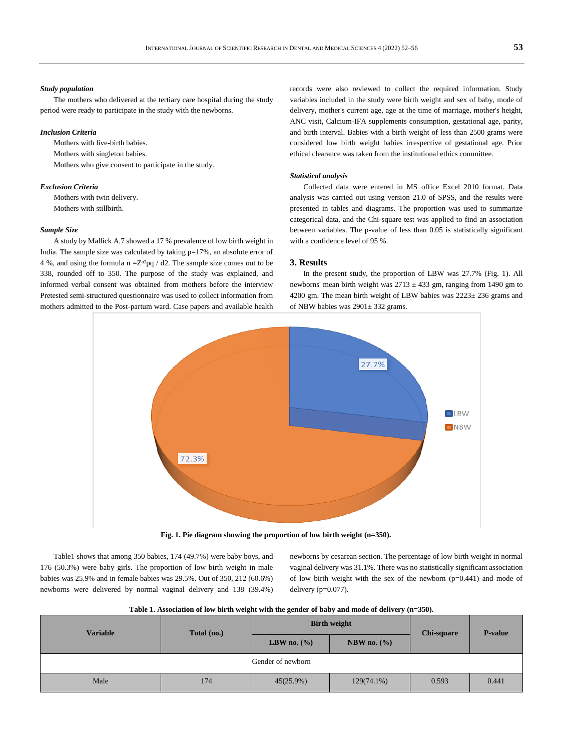### *Study population*

The mothers who delivered at the tertiary care hospital during the study period were ready to participate in the study with the newborns.

### *Inclusion Criteria*

Mothers with live-birth babies.

Mothers with singleton babies.

Mothers who give consent to participate in the study.

### *Exclusion Criteria*

Mothers with twin delivery.

Mothers with stillbirth.

### *Sample Size*

A study by Mallick A.7 showed a 17 % prevalence of low birth weight in India. The sample size was calculated by taking p=17%, an absolute error of 4 %, and using the formula $n = Z^{\alpha 2}pq / d2$. The sample size comes out to be 338, rounded off to 350. The purpose of the study was explained, and informed verbal consent was obtained from mothers before the interview Pretested semi-structured questionnaire was used to collect information from mothers admitted to the Post-partum ward. Case papers and available health records were also reviewed to collect the required information. Study variables included in the study were birth weight and sex of baby, mode of delivery, mother's current age, age at the time of marriage, mother's height, ANC visit, Calcium-IFA supplements consumption, gestational age, parity, and birth interval. Babies with a birth weight of less than 2500 grams were considered low birth weight babies irrespective of gestational age. Prior ethical clearance was taken from the institutional ethics committee.

### *Statistical analysis*

Collected data were entered in MS office Excel 2010 format. Data analysis was carried out using version 21.0 of SPSS, and the results were presented in tables and diagrams. The proportion was used to summarize categorical data, and the Chi-square test was applied to find an association between variables. The p-value of less than 0.05 is statistically significant with a confidence level of 95 %.

## 3. Results

In the present study, the proportion of LBW was 27.7% (Fig. 1). All newborns' mean birth weight was 2713 ± 433 gm, ranging from 1490 gm to 4200 gm. The mean birth weight of LBW babies was 2223± 236 grams and of NBW babies was 2901± 332 grams.

**Fig. 1. Pie diagram showing the proportion of low birth weight (n=350).**

Table1 shows that among 350 babies, 174 (49.7%) were baby boys, and 176 (50.3%) were baby girls. The proportion of low birth weight in male babies was 25.9% and in female babies was 29.5%. Out of 350, 212 (60.6%) newborns were delivered by normal vaginal delivery and 138 (39.4%) newborns by cesarean section. The percentage of low birth weight in normal vaginal delivery was 31.1%. There was no statistically significant association of low birth weight with the sex of the newborn (p=0.441) and mode of delivery (p=0.077).

**Table 1. Association of low birth weight with the gender of baby and mode of delivery (n=350).**

| Variable | Total (no.) | Birth weight | | Chi-square | P-value |
|---|---|---|---|---|---|
| | | LBW no. (%) | NBW no. (%) | | |
| Gender of newborn | | | | | |
| Male | 174 | 45(25.9%) | 129(74.1%) | 0.593 | 0.441 |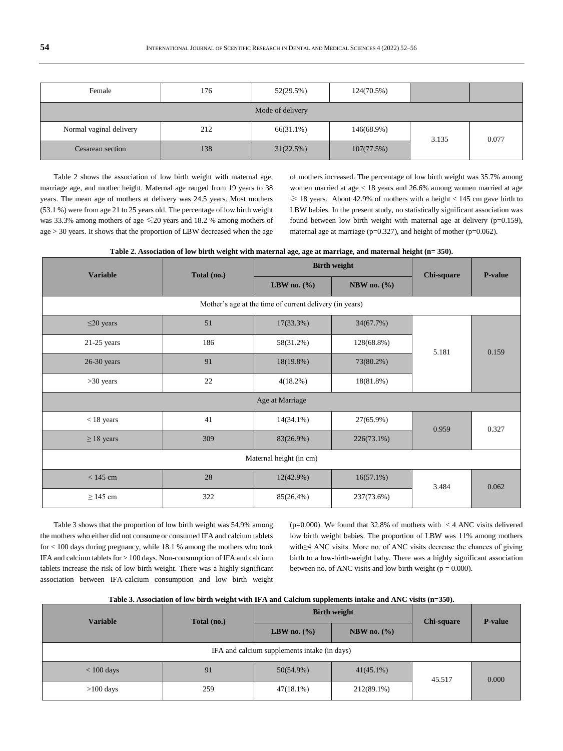| Female | 176 | 52(29.5%) | 124(70.5%) | | |
|---|---|---|---|---|---|
| Mode of delivery | | | | | |
| Normal vaginal delivery | 212 | 66(31.1%) | 146(68.9%) | 3.135 | 0.077 |
| Cesarean section | 138 | 31(22.5%) | 107(77.5%) | | |

Table 2 shows the association of low birth weight with maternal age, marriage age, and mother height. Maternal age ranged from 19 years to 38 years. The mean age of mothers at delivery was 24.5 years. Most mothers (53.1 %) were from age 21 to 25 years old. The percentage of low birth weight was 33.3% among mothers of age ≤20 years and 18.2 % among mothers of age > 30 years. It shows that the proportion of LBW decreased when the age of mothers increased. The percentage of low birth weight was 35.7% among women married at age < 18 years and 26.6% among women married at age ≥ 18 years. About 42.9% of mothers with a height < 145 cm gave birth to LBW babies. In the present study, no statistically significant association was found between low birth weight with maternal age at delivery (p=0.159), maternal age at marriage (p=0.327), and height of mother (p=0.062).

**Table 2. Association of low birth weight with maternal age, age at marriage, and maternal height (n= 350).**

| Variable | Total (no.) | Birth weight | | Chi-square | P-value |
|---|---|---|---|---|---|
| | | LBW no. (%) | NBW no. (%) | | |
| Mother's age at the time of current delivery (in years) | | | | | |
| ≤20 years | 51 | 17(33.3%) | 34(67.7%) | 5.181 | 0.159 |
| 21-25 years | 186 | 58(31.2%) | 128(68.8%) | | |
| 26-30 years | 91 | 18(19.8%) | 73(80.2%) | | |
| >30 years | 22 | 4(18.2%) | 18(81.8%) | | |
| Age at Marriage | | | | | |
| < 18 years | 41 | 14(34.1%) | 27(65.9%) | 0.959 | 0.327 |
| ≥ 18 years | 309 | 83(26.9%) | 226(73.1%) | | |
| Maternal height (in cm) | | | | | |
| < 145 cm | 28 | 12(42.9%) | 16(57.1%) | 3.484 | 0.062 |
| ≥ 145 cm | 322 | 85(26.4%) | 237(73.6%) | | |

Table 3 shows that the proportion of low birth weight was 54.9% among the mothers who either did not consume or consumed IFA and calcium tablets for < 100 days during pregnancy, while 18.1 % among the mothers who took IFA and calcium tablets for > 100 days. Non-consumption of IFA and calcium tablets increase the risk of low birth weight. There was a highly significant association between IFA-calcium consumption and low birth weight (p=0.000). We found that 32.8% of mothers with < 4 ANC visits delivered low birth weight babies. The proportion of LBW was 11% among mothers with≥4 ANC visits. More no. of ANC visits decrease the chances of giving birth to a low-birth-weight baby. There was a highly significant association between no. of ANC visits and low birth weight (p = 0.000).

**Table 3. Association of low birth weight with IFA and Calcium supplements intake and ANC visits (n=350).**

| Variable | Total (no.) | Birth weight | | Chi-square | P-value |
|---|---|---|---|---|---|
| | | LBW no. (%) | NBW no. (%) | | |
| IFA and calcium supplements intake (in days) | | | | | |
| < 100 days | 91 | 50(54.9%) | 41(45.1%) | 45.517 | 0.000 |
| >100 days | 259 | 47(18.1%) | 212(89.1%) | | |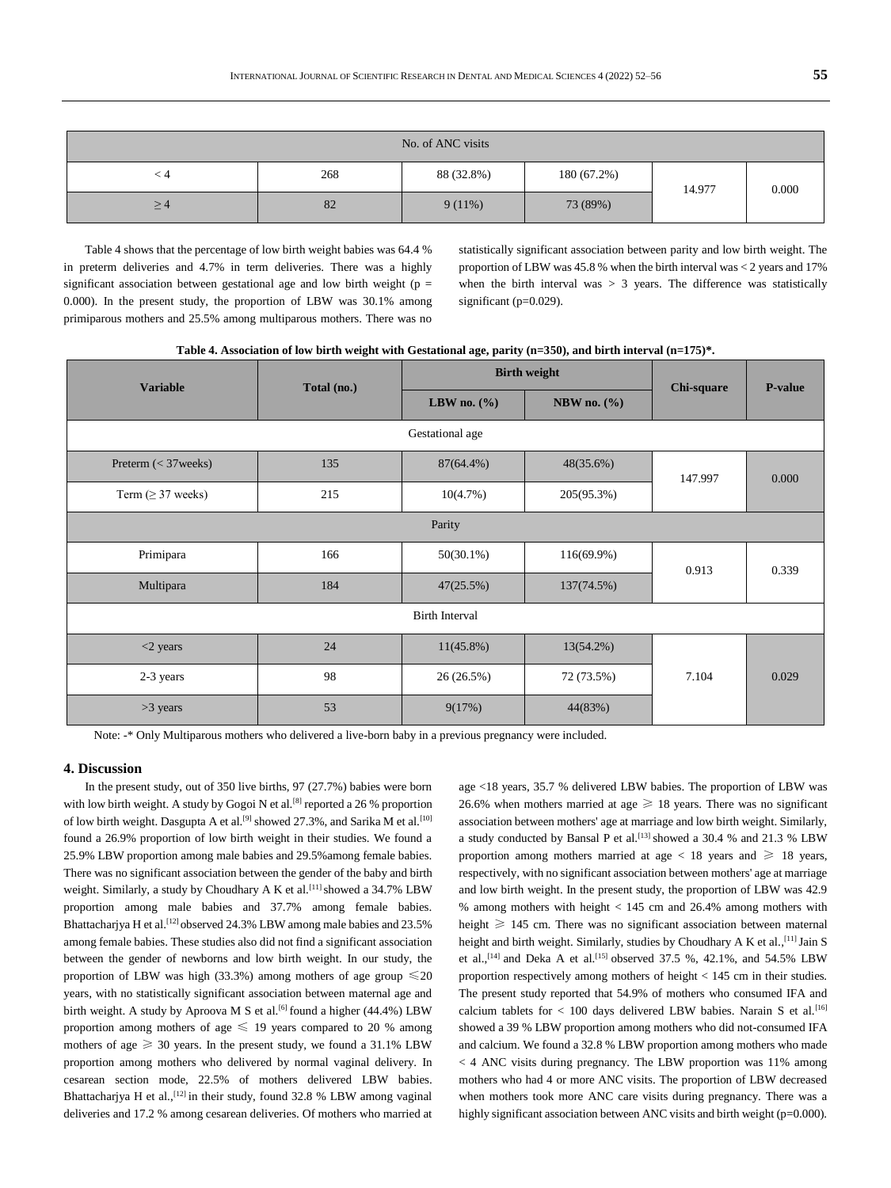| No. of ANC visits | | | | | |
|---|---|---|---|---|---|
| < 4 | 268 | 88 (32.8%) | 180 (67.2%) | 14.977 | 0.000 |
| ≥ 4 | 82 | 9 (11%) | 73 (89%) | | |

Table 4 shows that the percentage of low birth weight babies was 64.4 % in preterm deliveries and 4.7% in term deliveries. There was a highly significant association between gestational age and low birth weight (p = 0.000). In the present study, the proportion of LBW was 30.1% among primiparous mothers and 25.5% among multiparous mothers. There was no statistically significant association between parity and low birth weight. The proportion of LBW was 45.8 % when the birth interval was < 2 years and 17% when the birth interval was > 3 years. The difference was statistically significant (p=0.029).

**Table 4. Association of low birth weight with Gestational age, parity (n=350), and birth interval (n=175)*.**

| Variable | Total (no.) | Birth weight | | Chi-square | P-value |
|---|---|---|---|---|---|
| | | LBW no. (%) | NBW no. (%) | | |
| Gestational age | | | | | |
| Preterm (< 37weeks) | 135 | 87(64.4%) | 48(35.6%) | 147.997 | 0.000 |
| Term (≥ 37 weeks) | 215 | 10(4.7%) | 205(95.3%) | | |
| Parity | | | | | |
| Primipara | 166 | 50(30.1%) | 116(69.9%) | 0.913 | 0.339 |
| Multipara | 184 | 47(25.5%) | 137(74.5%) | | |
| Birth Interval | | | | | |
| <2 years | 24 | 11(45.8%) | 13(54.2%) | 7.104 | 0.029 |
| 2-3 years | 98 | 26 (26.5%) | 72 (73.5%) | | |
| >3 years | 53 | 9(17%) | 44(83%) | | |

Note: -* Only Multiparous mothers who delivered a live-born baby in a previous pregnancy were included.

## 4. Discussion

In the present study, out of 350 live births, 97 (27.7%) babies were born with low birth weight. A study by Gogoi N et al.[8] reported a 26 % proportion of low birth weight. Dasgupta A et al.[9] showed 27.3%, and Sarika M et al.[10] found a 26.9% proportion of low birth weight in their studies. We found a 25.9% LBW proportion among male babies and 29.5%among female babies. There was no significant association between the gender of the baby and birth weight. Similarly, a study by Choudhary A K et al.[11] showed a 34.7% LBW proportion among male babies and 37.7% among female babies. Bhattacharjya H et al.[12] observed 24.3% LBW among male babies and 23.5% among female babies. These studies also did not find a significant association between the gender of newborns and low birth weight. In our study, the proportion of LBW was high (33.3%) among mothers of age group ≤20 years, with no statistically significant association between maternal age and birth weight. A study by Aproova M S et al.[6] found a higher (44.4%) LBW proportion among mothers of age ≤ 19 years compared to 20 % among mothers of age ≥ 30 years. In the present study, we found a 31.1% LBW proportion among mothers who delivered by normal vaginal delivery. In cesarean section mode, 22.5% of mothers delivered LBW babies. Bhattacharjya H et al.,[12] in their study, found 32.8 % LBW among vaginal deliveries and 17.2 % among cesarean deliveries. Of mothers who married at age <18 years, 35.7 % delivered LBW babies. The proportion of LBW was 26.6% when mothers married at age ≥ 18 years. There was no significant association between mothers' age at marriage and low birth weight. Similarly, a study conducted by Bansal P et al.[13] showed a 30.4 % and 21.3 % LBW proportion among mothers married at age < 18 years and ≥ 18 years, respectively, with no significant association between mothers' age at marriage and low birth weight. In the present study, the proportion of LBW was 42.9 % among mothers with height < 145 cm and 26.4% among mothers with height ≥ 145 cm. There was no significant association between maternal height and birth weight. Similarly, studies by Choudhary A K et al.,[11] Jain S et al.,[14] and Deka A et al.[15] observed 37.5 %, 42.1%, and 54.5% LBW proportion respectively among mothers of height < 145 cm in their studies. The present study reported that 54.9% of mothers who consumed IFA and calcium tablets for < 100 days delivered LBW babies. Narain S et al.[16] showed a 39 % LBW proportion among mothers who did not-consumed IFA and calcium. We found a 32.8 % LBW proportion among mothers who made < 4 ANC visits during pregnancy. The LBW proportion was 11% among mothers who had 4 or more ANC visits. The proportion of LBW decreased when mothers took more ANC care visits during pregnancy. There was a highly significant association between ANC visits and birth weight (p=0.000).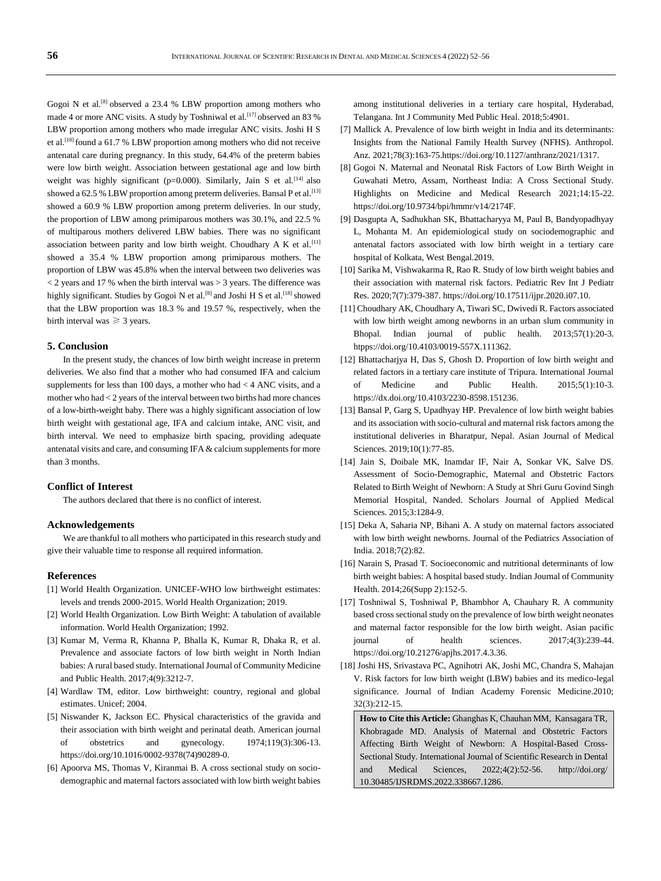Gogoi N et al.[8] observed a 23.4 % LBW proportion among mothers who made 4 or more ANC visits. A study by Toshniwal et al.[17] observed an 83 % LBW proportion among mothers who made irregular ANC visits. Joshi H S et al.[18] found a 61.7 % LBW proportion among mothers who did not receive antenatal care during pregnancy. In this study, 64.4% of the preterm babies were low birth weight. Association between gestational age and low birth weight was highly significant (p=0.000). Similarly, Jain S et al.[14] also showed a 62.5 % LBW proportion among preterm deliveries. Bansal P et al.[13] showed a 60.9 % LBW proportion among preterm deliveries. In our study, the proportion of LBW among primiparous mothers was 30.1%, and 22.5 % of multiparous mothers delivered LBW babies. There was no significant association between parity and low birth weight. Choudhary A K et al.[11] showed a 35.4 % LBW proportion among primiparous mothers. The proportion of LBW was 45.8% when the interval between two deliveries was < 2 years and 17 % when the birth interval was > 3 years. The difference was highly significant. Studies by Gogoi N et al.[8] and Joshi H S et al.[18] showed that the LBW proportion was 18.3 % and 19.57 %, respectively, when the birth interval was ⩾ 3 years.

## 5. Conclusion

In the present study, the chances of low birth weight increase in preterm deliveries. We also find that a mother who had consumed IFA and calcium supplements for less than 100 days, a mother who had < 4 ANC visits, and a mother who had < 2 years of the interval between two births had more chances of a low-birth-weight baby. There was a highly significant association of low birth weight with gestational age, IFA and calcium intake, ANC visit, and birth interval. We need to emphasize birth spacing, providing adequate antenatal visits and care, and consuming IFA & calcium supplements for more than 3 months.

## Conflict of Interest

The authors declared that there is no conflict of interest.

## Acknowledgements

We are thankful to all mothers who participated in this research study and give their valuable time to response all required information.

## References

[1] World Health Organization. UNICEF-WHO low birthweight estimates: levels and trends 2000-2015. World Health Organization; 2019.

[2] World Health Organization. Low Birth Weight: A tabulation of available information. World Health Organization; 1992.

[3] Kumar M, Verma R, Khanna P, Bhalla K, Kumar R, Dhaka R, et al. Prevalence and associate factors of low birth weight in North Indian babies: A rural based study. International Journal of Community Medicine and Public Health. 2017;4(9):3212-7.

[4] Wardlaw TM, editor. Low birthweight: country, regional and global estimates. Unicef; 2004.

[5] Niswander K, Jackson EC. Physical characteristics of the gravida and their association with birth weight and perinatal death. American journal of obstetrics and gynecology. 1974;119(3):306-13. https://doi.org/10.1016/0002-9378(74)90289-0.

[6] Apoorva MS, Thomas V, Kiranmai B. A cross sectional study on socio-demographic and maternal factors associated with low birth weight babies among institutional deliveries in a tertiary care hospital, Hyderabad, Telangana. Int J Community Med Public Heal. 2018;5:4901.

[7] Mallick A. Prevalence of low birth weight in India and its determinants: Insights from the National Family Health Survey (NFHS). Anthropol. Anz. 2021;78(3):163-75.https://doi.org/10.1127/anthranz/2021/1317.

[8] Gogoi N. Maternal and Neonatal Risk Factors of Low Birth Weight in Guwahati Metro, Assam, Northeast India: A Cross Sectional Study. Highlights on Medicine and Medical Research 2021;14:15-22. https://doi.org/10.9734/bpi/hmmr/v14/2174F.

[9] Dasgupta A, Sadhukhan SK, Bhattacharyya M, Paul B, Bandyopadhyay L, Mohanta M. An epidemiological study on sociodemographic and antenatal factors associated with low birth weight in a tertiary care hospital of Kolkata, West Bengal.2019.

[10] Sarika M, Vishwakarma R, Rao R. Study of low birth weight babies and their association with maternal risk factors. Pediatric Rev Int J Pediatr Res. 2020;7(7):379-387. https://doi.org/10.17511/ijpr.2020.i07.10.

[11] Choudhary AK, Choudhary A, Tiwari SC, Dwivedi R. Factors associated with low birth weight among newborns in an urban slum community in Bhopal. Indian journal of public health. 2013;57(1):20-3. htpps://doi.org/10.4103/0019-557X.111362.

[12] Bhattacharjya H, Das S, Ghosh D. Proportion of low birth weight and related factors in a tertiary care institute of Tripura. International Journal of Medicine and Public Health. 2015;5(1):10-3. https://dx.doi.org/10.4103/2230-8598.151236.

[13] Bansal P, Garg S, Upadhyay HP. Prevalence of low birth weight babies and its association with socio-cultural and maternal risk factors among the institutional deliveries in Bharatpur, Nepal. Asian Journal of Medical Sciences. 2019;10(1):77-85.

[14] Jain S, Doibale MK, Inamdar IF, Nair A, Sonkar VK, Salve DS. Assessment of Socio-Demographic, Maternal and Obstetric Factors Related to Birth Weight of Newborn: A Study at Shri Guru Govind Singh Memorial Hospital, Nanded. Scholars Journal of Applied Medical Sciences. 2015;3:1284-9.

[15] Deka A, Saharia NP, Bihani A. A study on maternal factors associated with low birth weight newborns. Journal of the Pediatrics Association of India. 2018;7(2):82.

[16] Narain S, Prasad T. Socioeconomic and nutritional determinants of low birth weight babies: A hospital based study. Indian Journal of Community Health. 2014;26(Supp 2):152-5.

[17] Toshniwal S, Toshniwal P, Bhambhor A, Chauhary R. A community based cross sectional study on the prevalence of low birth weight neonates and maternal factor responsible for the low birth weight. Asian pacific journal of health sciences. 2017;4(3):239-44. https://doi.org/10.21276/apjhs.2017.4.3.36.

[18] Joshi HS, Srivastava PC, Agnihotri AK, Joshi MC, Chandra S, Mahajan V. Risk factors for low birth weight (LBW) babies and its medico-legal significance. Journal of Indian Academy Forensic Medicine.2010; 32(3):212-15.

**How to Cite this Article:** Ghanghas K, Chauhan MM, Kansagara TR, Khobragade MD. Analysis of Maternal and Obstetric Factors Affecting Birth Weight of Newborn: A Hospital-Based Cross-Sectional Study. International Journal of Scientific Research in Dental and Medical Sciences, 2022;4(2):52-56. http://doi.org/ 10.30485/IJSRDMS.2022.338667.1286.